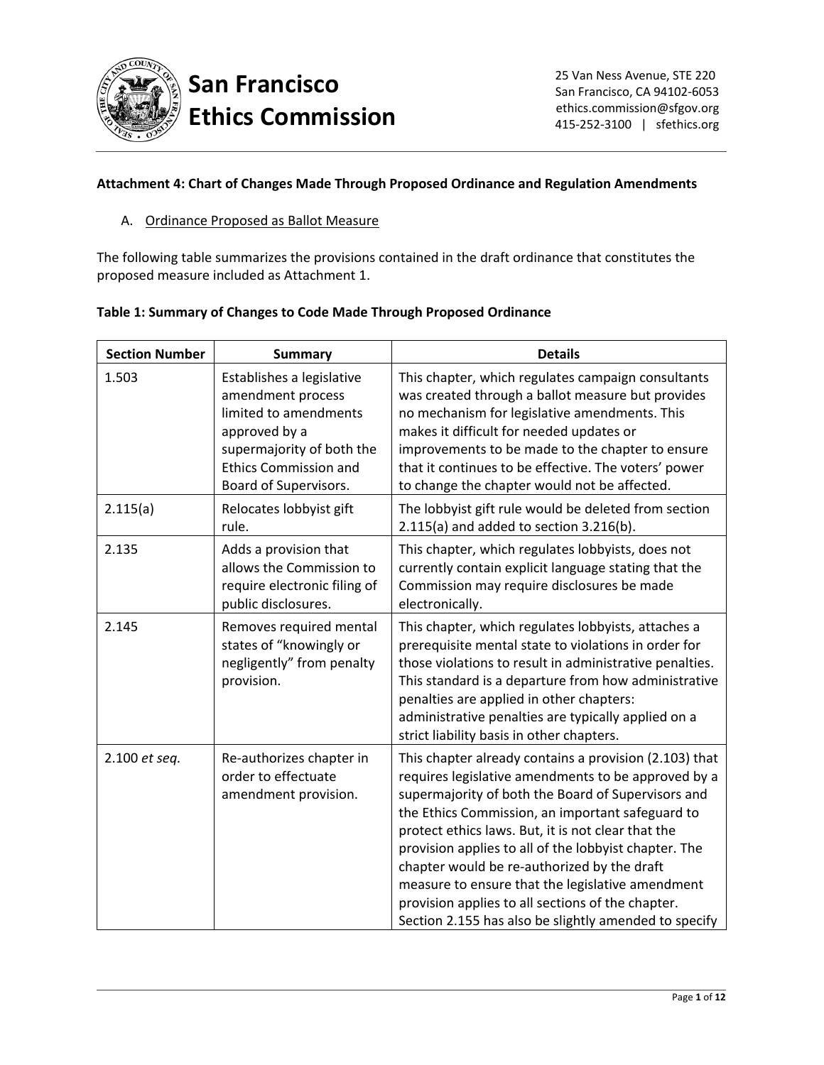# San Francisco Ethics Commission

25 Van Ness Avenue, STE 220
San Francisco, CA 94102-6053
ethics.commission@sfgov.org
415-252-3100 | sfethics.org

**Attachment 4: Chart of Changes Made Through Proposed Ordinance and Regulation Amendments**

A. Ordinance Proposed as Ballot Measure

The following table summarizes the provisions contained in the draft ordinance that constitutes the proposed measure included as Attachment 1.

**Table 1: Summary of Changes to Code Made Through Proposed Ordinance**

| Section Number | Summary | Details |
|---|---|---|
| 1.503 | Establishes a legislative amendment process limited to amendments approved by a supermajority of both the Ethics Commission and Board of Supervisors. | This chapter, which regulates campaign consultants was created through a ballot measure but provides no mechanism for legislative amendments. This makes it difficult for needed updates or improvements to be made to the chapter to ensure that it continues to be effective. The voters' power to change the chapter would not be affected. |
| 2.115(a) | Relocates lobbyist gift rule. | The lobbyist gift rule would be deleted from section 2.115(a) and added to section 3.216(b). |
| 2.135 | Adds a provision that allows the Commission to require electronic filing of public disclosures. | This chapter, which regulates lobbyists, does not currently contain explicit language stating that the Commission may require disclosures be made electronically. |
| 2.145 | Removes required mental states of "knowingly or negligently" from penalty provision. | This chapter, which regulates lobbyists, attaches a prerequisite mental state to violations in order for those violations to result in administrative penalties. This standard is a departure from how administrative penalties are applied in other chapters: administrative penalties are typically applied on a strict liability basis in other chapters. |
| 2.100 *et seq.* | Re-authorizes chapter in order to effectuate amendment provision. | This chapter already contains a provision (2.103) that requires legislative amendments to be approved by a supermajority of both the Board of Supervisors and the Ethics Commission, an important safeguard to protect ethics laws. But, it is not clear that the provision applies to all of the lobbyist chapter. The chapter would be re-authorized by the draft measure to ensure that the legislative amendment provision applies to all sections of the chapter. Section 2.155 has also be slightly amended to specify |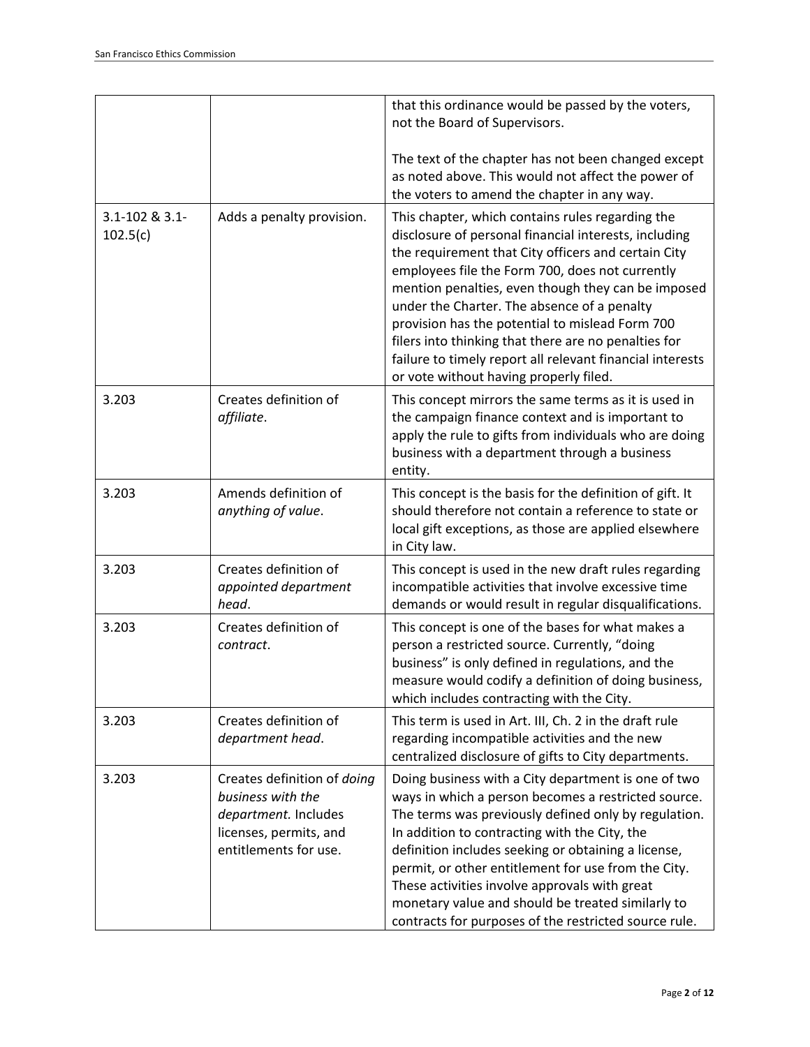| | | that this ordinance would be passed by the voters, not the Board of Supervisors.<br><br>The text of the chapter has not been changed except as noted above. This would not affect the power of the voters to amend the chapter in any way. |
|---|---|---|
| 3.1-102 & 3.1-102.5(c) | Adds a penalty provision. | This chapter, which contains rules regarding the disclosure of personal financial interests, including the requirement that City officers and certain City employees file the Form 700, does not currently mention penalties, even though they can be imposed under the Charter. The absence of a penalty provision has the potential to mislead Form 700 filers into thinking that there are no penalties for failure to timely report all relevant financial interests or vote without having properly filed. |
| 3.203 | Creates definition of *affiliate*. | This concept mirrors the same terms as it is used in the campaign finance context and is important to apply the rule to gifts from individuals who are doing business with a department through a business entity. |
| 3.203 | Amends definition of *anything of value*. | This concept is the basis for the definition of gift. It should therefore not contain a reference to state or local gift exceptions, as those are applied elsewhere in City law. |
| 3.203 | Creates definition of *appointed department head*. | This concept is used in the new draft rules regarding incompatible activities that involve excessive time demands or would result in regular disqualifications. |
| 3.203 | Creates definition of *contract*. | This concept is one of the bases for what makes a person a restricted source. Currently, "doing business" is only defined in regulations, and the measure would codify a definition of doing business, which includes contracting with the City. |
| 3.203 | Creates definition of *department head*. | This term is used in Art. III, Ch. 2 in the draft rule regarding incompatible activities and the new centralized disclosure of gifts to City departments. |
| 3.203 | Creates definition of *doing business with the department.* Includes licenses, permits, and entitlements for use. | Doing business with a City department is one of two ways in which a person becomes a restricted source. The terms was previously defined only by regulation. In addition to contracting with the City, the definition includes seeking or obtaining a license, permit, or other entitlement for use from the City. These activities involve approvals with great monetary value and should be treated similarly to contracts for purposes of the restricted source rule. |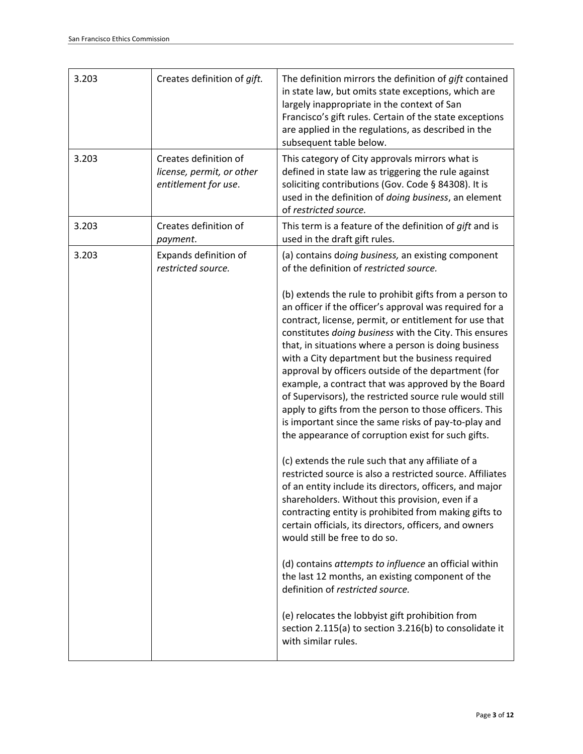| | | |
|---|---|---|
| 3.203 | Creates definition of *gift.* | The definition mirrors the definition of *gift* contained in state law, but omits state exceptions, which are largely inappropriate in the context of San Francisco's gift rules. Certain of the state exceptions are applied in the regulations, as described in the subsequent table below. |
| 3.203 | Creates definition of *license, permit, or other entitlement for use*. | This category of City approvals mirrors what is defined in state law as triggering the rule against soliciting contributions (Gov. Code § 84308). It is used in the definition of *doing business*, an element of *restricted source.* |
| 3.203 | Creates definition of *payment*. | This term is a feature of the definition of *gift* and is used in the draft gift rules. |
| 3.203 | Expands definition of *restricted source.* | (a) contains d*oing business,* an existing component of the definition of *restricted source.*<br><br>(b) extends the rule to prohibit gifts from a person to an officer if the officer's approval was required for a contract, license, permit, or entitlement for use that constitutes *doing business* with the City. This ensures that, in situations where a person is doing business with a City department but the business required approval by officers outside of the department (for example, a contract that was approved by the Board of Supervisors), the restricted source rule would still apply to gifts from the person to those officers. This is important since the same risks of pay-to-play and the appearance of corruption exist for such gifts.<br><br>(c) extends the rule such that any affiliate of a restricted source is also a restricted source. Affiliates of an entity include its directors, officers, and major shareholders. Without this provision, even if a contracting entity is prohibited from making gifts to certain officials, its directors, officers, and owners would still be free to do so.<br><br>(d) contains *attempts to influence* an official within the last 12 months, an existing component of the definition of *restricted source.*<br><br>(e) relocates the lobbyist gift prohibition from section 2.115(a) to section 3.216(b) to consolidate it with similar rules. |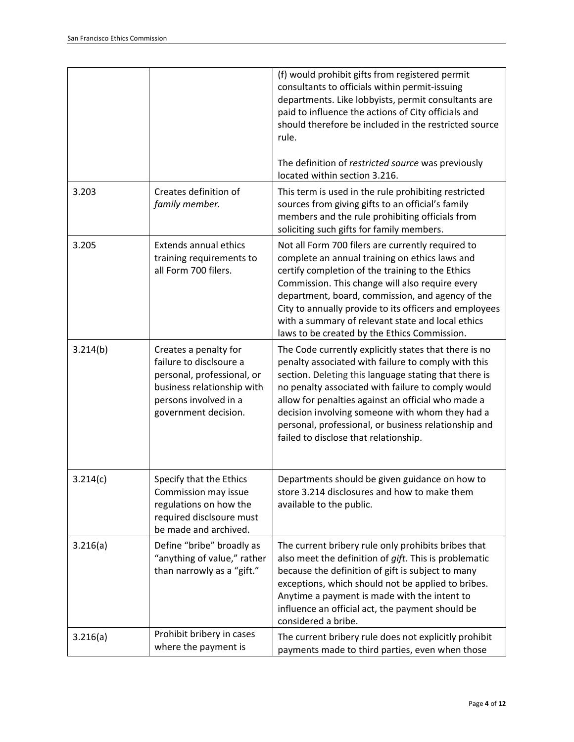| | | (f) would prohibit gifts from registered permit consultants to officials within permit-issuing departments. Like lobbyists, permit consultants are paid to influence the actions of City officials and should therefore be included in the restricted source rule.<br><br>The definition of *restricted source* was previously located within section 3.216. |
|---|---|---|
| 3.203 | Creates definition of *family member.* | This term is used in the rule prohibiting restricted sources from giving gifts to an official's family members and the rule prohibiting officials from soliciting such gifts for family members. |
| 3.205 | Extends annual ethics training requirements to all Form 700 filers. | Not all Form 700 filers are currently required to complete an annual training on ethics laws and certify completion of the training to the Ethics Commission. This change will also require every department, board, commission, and agency of the City to annually provide to its officers and employees with a summary of relevant state and local ethics laws to be created by the Ethics Commission. |
| 3.214(b) | Creates a penalty for failure to disclsoure a personal, professional, or business relationship with persons involved in a government decision. | The Code currently explicitly states that there is no penalty associated with failure to comply with this section. Deleting this language stating that there is no penalty associated with failure to comply would allow for penalties against an official who made a decision involving someone with whom they had a personal, professional, or business relationship and failed to disclose that relationship. |
| 3.214(c) | Specify that the Ethics Commission may issue regulations on how the required disclsoure must be made and archived. | Departments should be given guidance on how to store 3.214 disclosures and how to make them available to the public. |
| 3.216(a) | Define "bribe" broadly as "anything of value," rather than narrowly as a "gift." | The current bribery rule only prohibits bribes that also meet the definition of *gift*. This is problematic because the definition of gift is subject to many exceptions, which should not be applied to bribes. Anytime a payment is made with the intent to influence an official act, the payment should be considered a bribe. |
| 3.216(a) | Prohibit bribery in cases where the payment is | The current bribery rule does not explicitly prohibit payments made to third parties, even when those |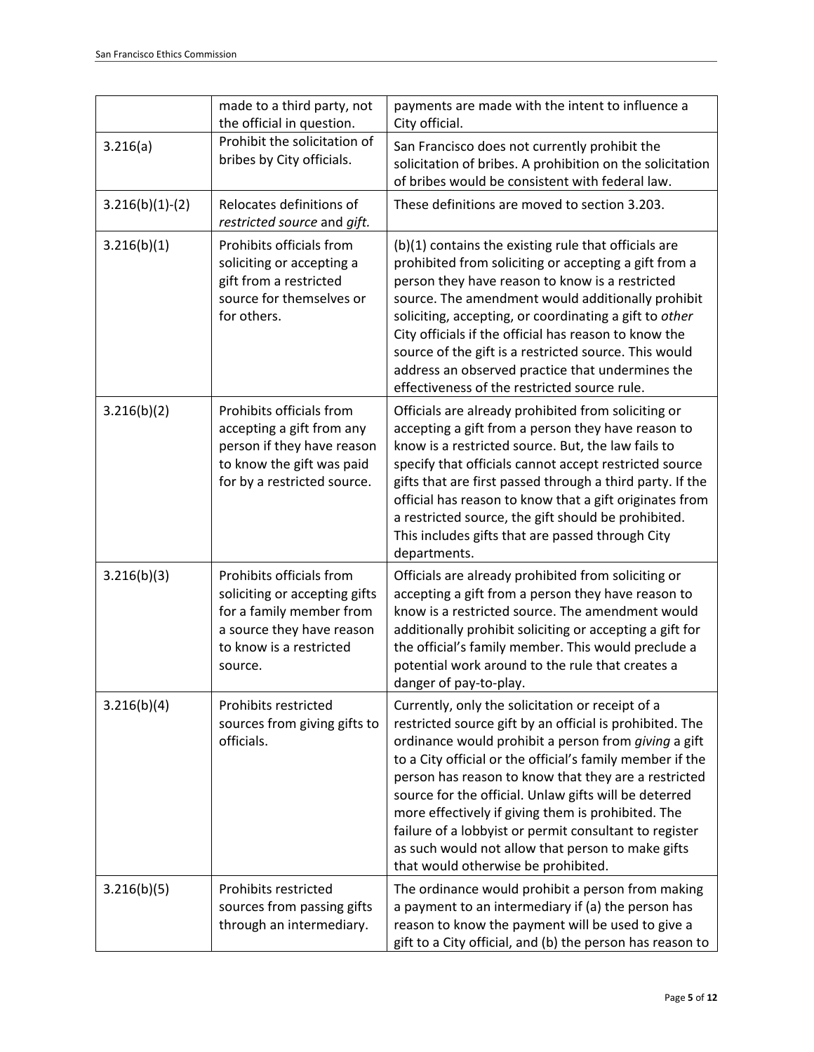| | | |
|---|---|---|
| | made to a third party, not the official in question. | payments are made with the intent to influence a City official. |
| 3.216(a) | Prohibit the solicitation of bribes by City officials. | San Francisco does not currently prohibit the solicitation of bribes. A prohibition on the solicitation of bribes would be consistent with federal law. |
| 3.216(b)(1)-(2) | Relocates definitions of *restricted source* and *gift.* | These definitions are moved to section 3.203. |
| 3.216(b)(1) | Prohibits officials from soliciting or accepting a gift from a restricted source for themselves or for others. | (b)(1) contains the existing rule that officials are prohibited from soliciting or accepting a gift from a person they have reason to know is a restricted source. The amendment would additionally prohibit soliciting, accepting, or coordinating a gift to *other* City officials if the official has reason to know the source of the gift is a restricted source. This would address an observed practice that undermines the effectiveness of the restricted source rule. |
| 3.216(b)(2) | Prohibits officials from accepting a gift from any person if they have reason to know the gift was paid for by a restricted source. | Officials are already prohibited from soliciting or accepting a gift from a person they have reason to know is a restricted source. But, the law fails to specify that officials cannot accept restricted source gifts that are first passed through a third party. If the official has reason to know that a gift originates from a restricted source, the gift should be prohibited. This includes gifts that are passed through City departments. |
| 3.216(b)(3) | Prohibits officials from soliciting or accepting gifts for a family member from a source they have reason to know is a restricted source. | Officials are already prohibited from soliciting or accepting a gift from a person they have reason to know is a restricted source. The amendment would additionally prohibit soliciting or accepting a gift for the official's family member. This would preclude a potential work around to the rule that creates a danger of pay-to-play. |
| 3.216(b)(4) | Prohibits restricted sources from giving gifts to officials. | Currently, only the solicitation or receipt of a restricted source gift by an official is prohibited. The ordinance would prohibit a person from *giving* a gift to a City official or the official's family member if the person has reason to know that they are a restricted source for the official. Unlaw gifts will be deterred more effectively if giving them is prohibited. The failure of a lobbyist or permit consultant to register as such would not allow that person to make gifts that would otherwise be prohibited. |
| 3.216(b)(5) | Prohibits restricted sources from passing gifts through an intermediary. | The ordinance would prohibit a person from making a payment to an intermediary if (a) the person has reason to know the payment will be used to give a gift to a City official, and (b) the person has reason to |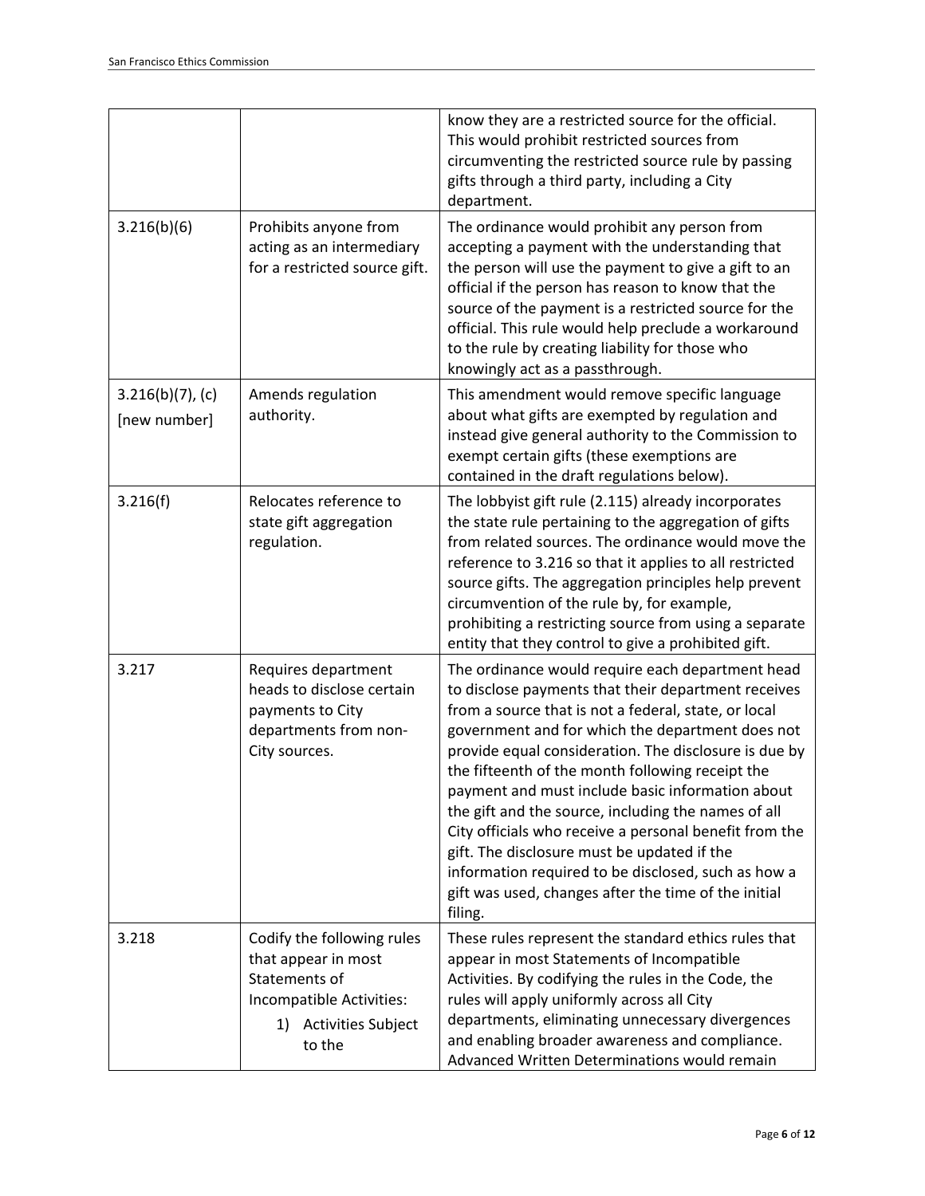| | | |
|---|---|---|
| | | know they are a restricted source for the official. This would prohibit restricted sources from circumventing the restricted source rule by passing gifts through a third party, including a City department. |
| 3.216(b)(6) | Prohibits anyone from acting as an intermediary for a restricted source gift. | The ordinance would prohibit any person from accepting a payment with the understanding that the person will use the payment to give a gift to an official if the person has reason to know that the source of the payment is a restricted source for the official. This rule would help preclude a workaround to the rule by creating liability for those who knowingly act as a passthrough. |
| 3.216(b)(7), (c) [new number] | Amends regulation authority. | This amendment would remove specific language about what gifts are exempted by regulation and instead give general authority to the Commission to exempt certain gifts (these exemptions are contained in the draft regulations below). |
| 3.216(f) | Relocates reference to state gift aggregation regulation. | The lobbyist gift rule (2.115) already incorporates the state rule pertaining to the aggregation of gifts from related sources. The ordinance would move the reference to 3.216 so that it applies to all restricted source gifts. The aggregation principles help prevent circumvention of the rule by, for example, prohibiting a restricting source from using a separate entity that they control to give a prohibited gift. |
| 3.217 | Requires department heads to disclose certain payments to City departments from non-City sources. | The ordinance would require each department head to disclose payments that their department receives from a source that is not a federal, state, or local government and for which the department does not provide equal consideration. The disclosure is due by the fifteenth of the month following receipt the payment and must include basic information about the gift and the source, including the names of all City officials who receive a personal benefit from the gift. The disclosure must be updated if the information required to be disclosed, such as how a gift was used, changes after the time of the initial filing. |
| 3.218 | Codify the following rules that appear in most Statements of Incompatible Activities: 1) Activities Subject to the | These rules represent the standard ethics rules that appear in most Statements of Incompatible Activities. By codifying the rules in the Code, the rules will apply uniformly across all City departments, eliminating unnecessary divergences and enabling broader awareness and compliance. Advanced Written Determinations would remain |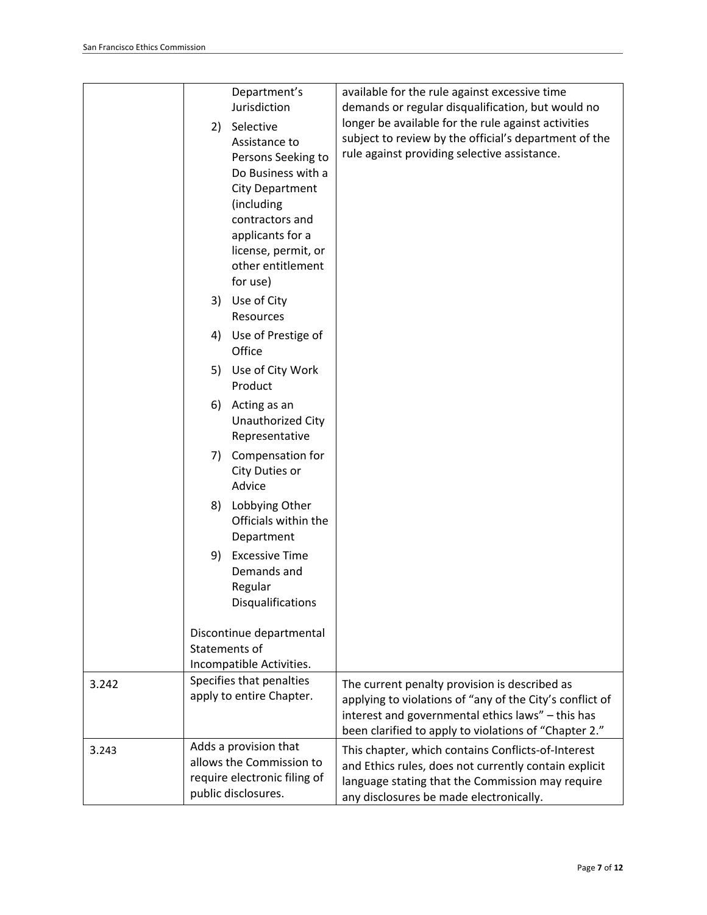| | | |
|---|---|---|
| | Department's Jurisdiction<br>2) Selective Assistance to Persons Seeking to Do Business with a City Department (including contractors and applicants for a license, permit, or other entitlement for use)<br>3) Use of City Resources<br>4) Use of Prestige of Office<br>5) Use of City Work Product<br>6) Acting as an Unauthorized City Representative<br>7) Compensation for City Duties or Advice<br>8) Lobbying Other Officials within the Department<br>9) Excessive Time Demands and Regular Disqualifications<br><br>Discontinue departmental Statements of Incompatible Activities. | available for the rule against excessive time demands or regular disqualification, but would no longer be available for the rule against activities subject to review by the official's department of the rule against providing selective assistance. |
| 3.242 | Specifies that penalties apply to entire Chapter. | The current penalty provision is described as applying to violations of "any of the City's conflict of interest and governmental ethics laws" – this has been clarified to apply to violations of "Chapter 2." |
| 3.243 | Adds a provision that allows the Commission to require electronic filing of public disclosures. | This chapter, which contains Conflicts-of-Interest and Ethics rules, does not currently contain explicit language stating that the Commission may require any disclosures be made electronically. |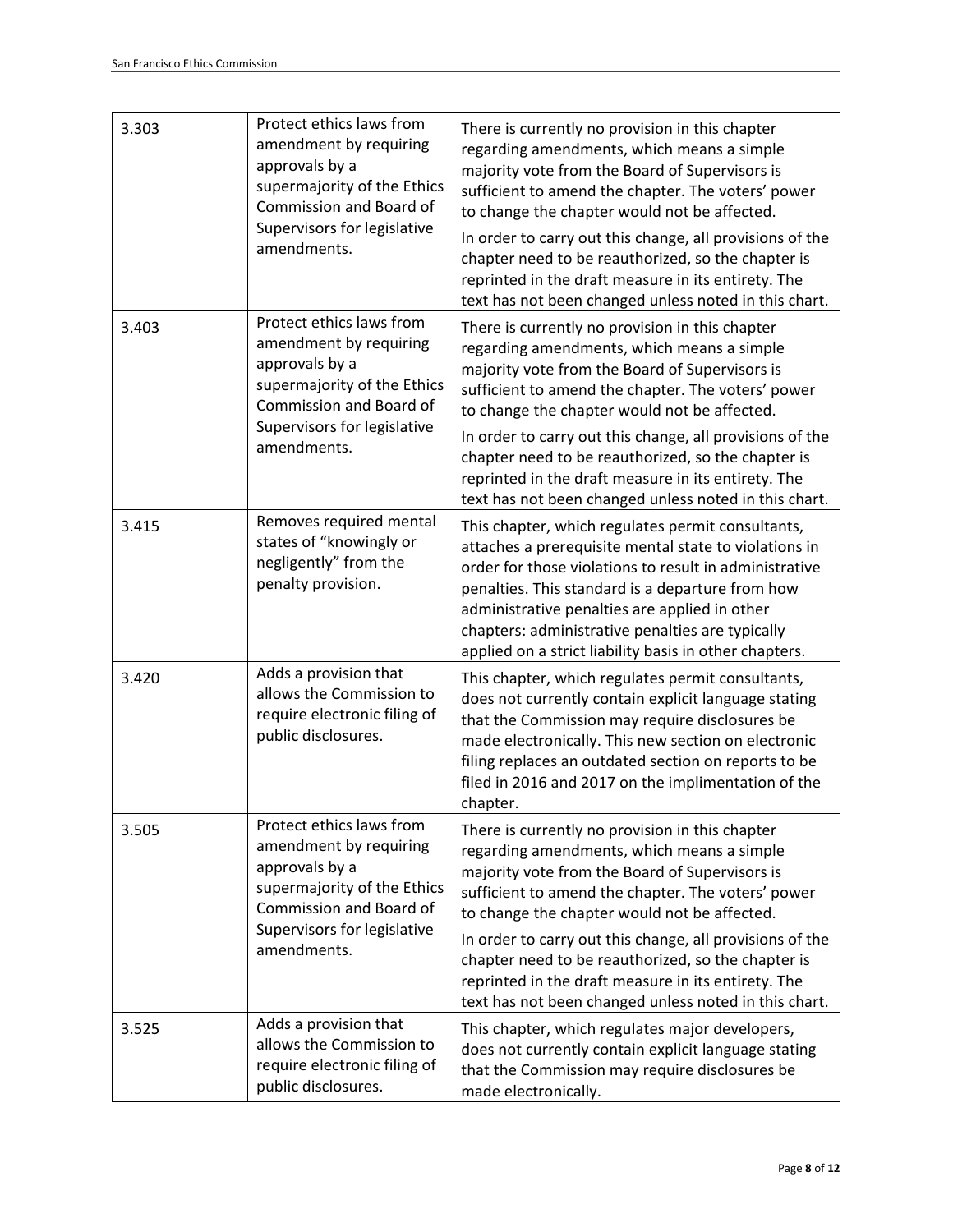| | | |
|---|---|---|
| 3.303 | Protect ethics laws from amendment by requiring approvals by a supermajority of the Ethics Commission and Board of Supervisors for legislative amendments. | There is currently no provision in this chapter regarding amendments, which means a simple majority vote from the Board of Supervisors is sufficient to amend the chapter. The voters' power to change the chapter would not be affected.<br><br>In order to carry out this change, all provisions of the chapter need to be reauthorized, so the chapter is reprinted in the draft measure in its entirety. The text has not been changed unless noted in this chart. |
| 3.403 | Protect ethics laws from amendment by requiring approvals by a supermajority of the Ethics Commission and Board of Supervisors for legislative amendments. | There is currently no provision in this chapter regarding amendments, which means a simple majority vote from the Board of Supervisors is sufficient to amend the chapter. The voters' power to change the chapter would not be affected.<br><br>In order to carry out this change, all provisions of the chapter need to be reauthorized, so the chapter is reprinted in the draft measure in its entirety. The text has not been changed unless noted in this chart. |
| 3.415 | Removes required mental states of "knowingly or negligently" from the penalty provision. | This chapter, which regulates permit consultants, attaches a prerequisite mental state to violations in order for those violations to result in administrative penalties. This standard is a departure from how administrative penalties are applied in other chapters: administrative penalties are typically applied on a strict liability basis in other chapters. |
| 3.420 | Adds a provision that allows the Commission to require electronic filing of public disclosures. | This chapter, which regulates permit consultants, does not currently contain explicit language stating that the Commission may require disclosures be made electronically. This new section on electronic filing replaces an outdated section on reports to be filed in 2016 and 2017 on the implimentation of the chapter. |
| 3.505 | Protect ethics laws from amendment by requiring approvals by a supermajority of the Ethics Commission and Board of Supervisors for legislative amendments. | There is currently no provision in this chapter regarding amendments, which means a simple majority vote from the Board of Supervisors is sufficient to amend the chapter. The voters' power to change the chapter would not be affected.<br><br>In order to carry out this change, all provisions of the chapter need to be reauthorized, so the chapter is reprinted in the draft measure in its entirety. The text has not been changed unless noted in this chart. |
| 3.525 | Adds a provision that allows the Commission to require electronic filing of public disclosures. | This chapter, which regulates major developers, does not currently contain explicit language stating that the Commission may require disclosures be made electronically. |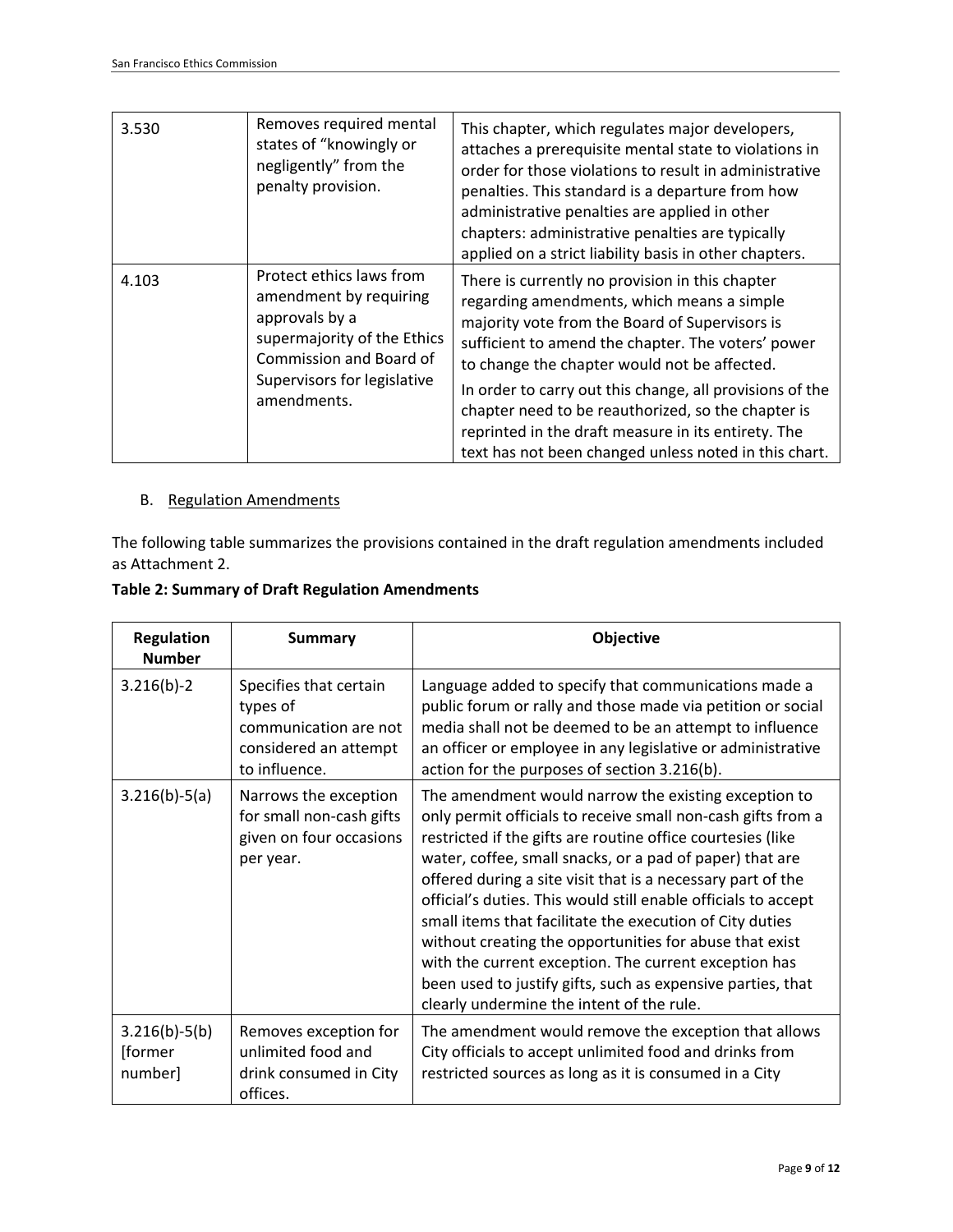| 3.530 | Removes required mental states of "knowingly or negligently" from the penalty provision. | This chapter, which regulates major developers, attaches a prerequisite mental state to violations in order for those violations to result in administrative penalties. This standard is a departure from how administrative penalties are applied in other chapters: administrative penalties are typically applied on a strict liability basis in other chapters. |
|---|---|---|
| 4.103 | Protect ethics laws from amendment by requiring approvals by a supermajority of the Ethics Commission and Board of Supervisors for legislative amendments. | There is currently no provision in this chapter regarding amendments, which means a simple majority vote from the Board of Supervisors is sufficient to amend the chapter. The voters' power to change the chapter would not be affected.<br><br>In order to carry out this change, all provisions of the chapter need to be reauthorized, so the chapter is reprinted in the draft measure in its entirety. The text has not been changed unless noted in this chart. |

B. Regulation Amendments

The following table summarizes the provisions contained in the draft regulation amendments included as Attachment 2.

**Table 2: Summary of Draft Regulation Amendments**

| Regulation Number | Summary | Objective |
|---|---|---|
| 3.216(b)-2 | Specifies that certain types of communication are not considered an attempt to influence. | Language added to specify that communications made a public forum or rally and those made via petition or social media shall not be deemed to be an attempt to influence an officer or employee in any legislative or administrative action for the purposes of section 3.216(b). |
| 3.216(b)-5(a) | Narrows the exception for small non-cash gifts given on four occasions per year. | The amendment would narrow the existing exception to only permit officials to receive small non-cash gifts from a restricted if the gifts are routine office courtesies (like water, coffee, small snacks, or a pad of paper) that are offered during a site visit that is a necessary part of the official's duties. This would still enable officials to accept small items that facilitate the execution of City duties without creating the opportunities for abuse that exist with the current exception. The current exception has been used to justify gifts, such as expensive parties, that clearly undermine the intent of the rule. |
| 3.216(b)-5(b) [former number] | Removes exception for unlimited food and drink consumed in City offices. | The amendment would remove the exception that allows City officials to accept unlimited food and drinks from restricted sources as long as it is consumed in a City |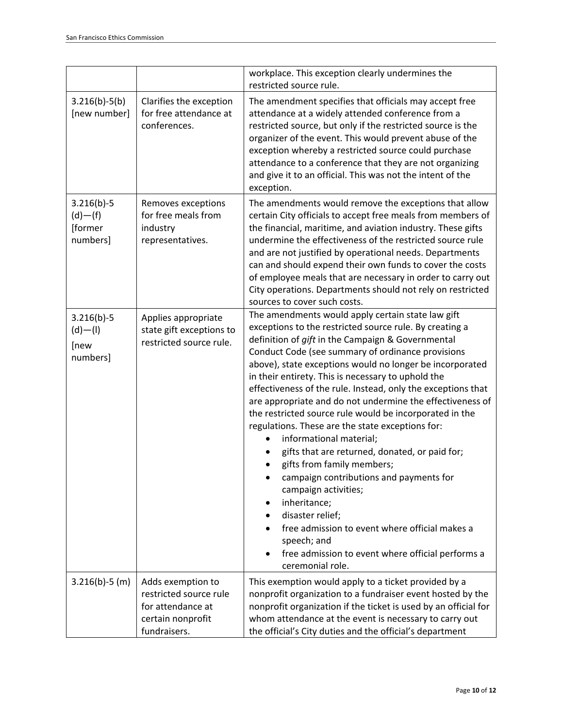| | | |
|---|---|---|
| | | workplace. This exception clearly undermines the restricted source rule. |
| 3.216(b)-5(b) [new number] | Clarifies the exception for free attendance at conferences. | The amendment specifies that officials may accept free attendance at a widely attended conference from a restricted source, but only if the restricted source is the organizer of the event. This would prevent abuse of the exception whereby a restricted source could purchase attendance to a conference that they are not organizing and give it to an official. This was not the intent of the exception. |
| 3.216(b)-5 (d)—(f) [former numbers] | Removes exceptions for free meals from industry representatives. | The amendments would remove the exceptions that allow certain City officials to accept free meals from members of the financial, maritime, and aviation industry. These gifts undermine the effectiveness of the restricted source rule and are not justified by operational needs. Departments can and should expend their own funds to cover the costs of employee meals that are necessary in order to carry out City operations. Departments should not rely on restricted sources to cover such costs. |
| 3.216(b)-5 (d)—(l) [new numbers] | Applies appropriate state gift exceptions to restricted source rule. | The amendments would apply certain state law gift exceptions to the restricted source rule. By creating a definition of *gift* in the Campaign & Governmental Conduct Code (see summary of ordinance provisions above), state exceptions would no longer be incorporated in their entirety. This is necessary to uphold the effectiveness of the rule. Instead, only the exceptions that are appropriate and do not undermine the effectiveness of the restricted source rule would be incorporated in the regulations. These are the state exceptions for:<br>• informational material;<br>• gifts that are returned, donated, or paid for;<br>• gifts from family members;<br>• campaign contributions and payments for campaign activities;<br>• inheritance;<br>• disaster relief;<br>• free admission to event where official makes a speech; and<br>• free admission to event where official performs a ceremonial role. |
| 3.216(b)-5 (m) | Adds exemption to restricted source rule for attendance at certain nonprofit fundraisers. | This exemption would apply to a ticket provided by a nonprofit organization to a fundraiser event hosted by the nonprofit organization if the ticket is used by an official for whom attendance at the event is necessary to carry out the official's City duties and the official's department |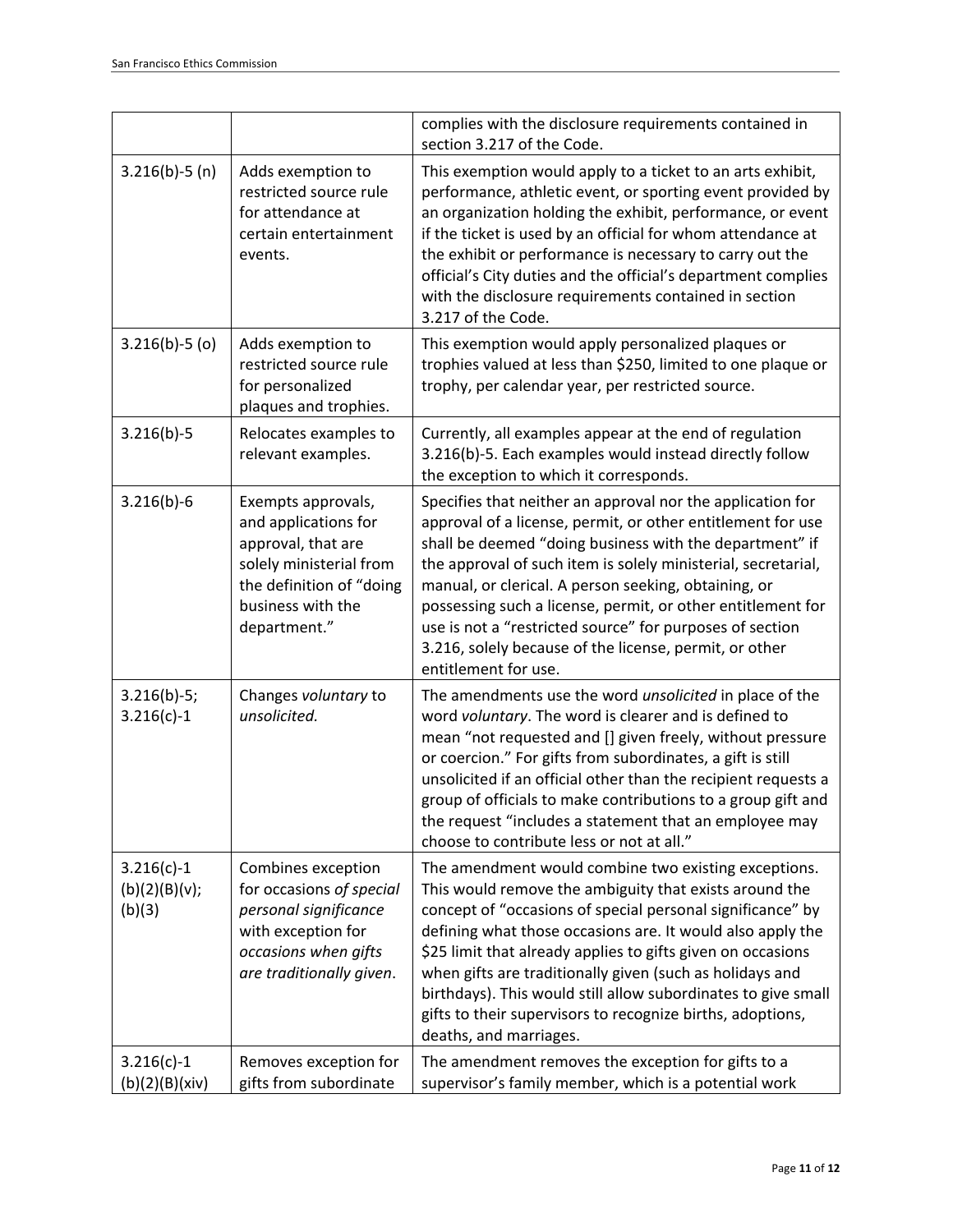| | | complies with the disclosure requirements contained in section 3.217 of the Code. |
|---|---|---|
| 3.216(b)-5 (n) | Adds exemption to restricted source rule for attendance at certain entertainment events. | This exemption would apply to a ticket to an arts exhibit, performance, athletic event, or sporting event provided by an organization holding the exhibit, performance, or event if the ticket is used by an official for whom attendance at the exhibit or performance is necessary to carry out the official's City duties and the official's department complies with the disclosure requirements contained in section 3.217 of the Code. |
| 3.216(b)-5 (o) | Adds exemption to restricted source rule for personalized plaques and trophies. | This exemption would apply personalized plaques or trophies valued at less than $250, limited to one plaque or trophy, per calendar year, per restricted source. |
| 3.216(b)-5 | Relocates examples to relevant examples. | Currently, all examples appear at the end of regulation 3.216(b)-5. Each examples would instead directly follow the exception to which it corresponds. |
| 3.216(b)-6 | Exempts approvals, and applications for approval, that are solely ministerial from the definition of "doing business with the department." | Specifies that neither an approval nor the application for approval of a license, permit, or other entitlement for use shall be deemed "doing business with the department" if the approval of such item is solely ministerial, secretarial, manual, or clerical. A person seeking, obtaining, or possessing such a license, permit, or other entitlement for use is not a "restricted source" for purposes of section 3.216, solely because of the license, permit, or other entitlement for use. |
| 3.216(b)-5; 3.216(c)-1 | Changes *voluntary* to *unsolicited.* | The amendments use the word *unsolicited* in place of the word *voluntary*. The word is clearer and is defined to mean "not requested and [] given freely, without pressure or coercion." For gifts from subordinates, a gift is still unsolicited if an official other than the recipient requests a group of officials to make contributions to a group gift and the request "includes a statement that an employee may choose to contribute less or not at all." |
| 3.216(c)-1 (b)(2)(B)(v); (b)(3) | Combines exception for occasions *of special personal significance* with exception for *occasions when gifts are traditionally given*. | The amendment would combine two existing exceptions. This would remove the ambiguity that exists around the concept of "occasions of special personal significance" by defining what those occasions are. It would also apply the $25 limit that already applies to gifts given on occasions when gifts are traditionally given (such as holidays and birthdays). This would still allow subordinates to give small gifts to their supervisors to recognize births, adoptions, deaths, and marriages. |
| 3.216(c)-1 (b)(2)(B)(xiv) | Removes exception for gifts from subordinate | The amendment removes the exception for gifts to a supervisor's family member, which is a potential work |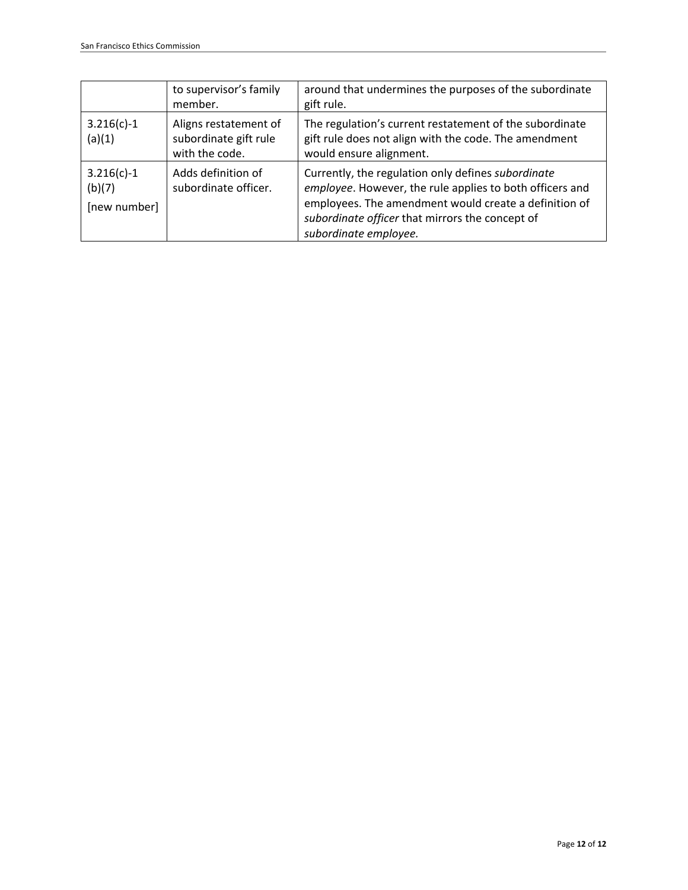| | | |
|---|---|---|
| | to supervisor's family member. | around that undermines the purposes of the subordinate gift rule. |
| 3.216(c)-1 (a)(1) | Aligns restatement of subordinate gift rule with the code. | The regulation's current restatement of the subordinate gift rule does not align with the code. The amendment would ensure alignment. |
| 3.216(c)-1 (b)(7) [new number] | Adds definition of subordinate officer. | Currently, the regulation only defines *subordinate employee*. However, the rule applies to both officers and employees. The amendment would create a definition of *subordinate officer* that mirrors the concept of *subordinate employee.* |